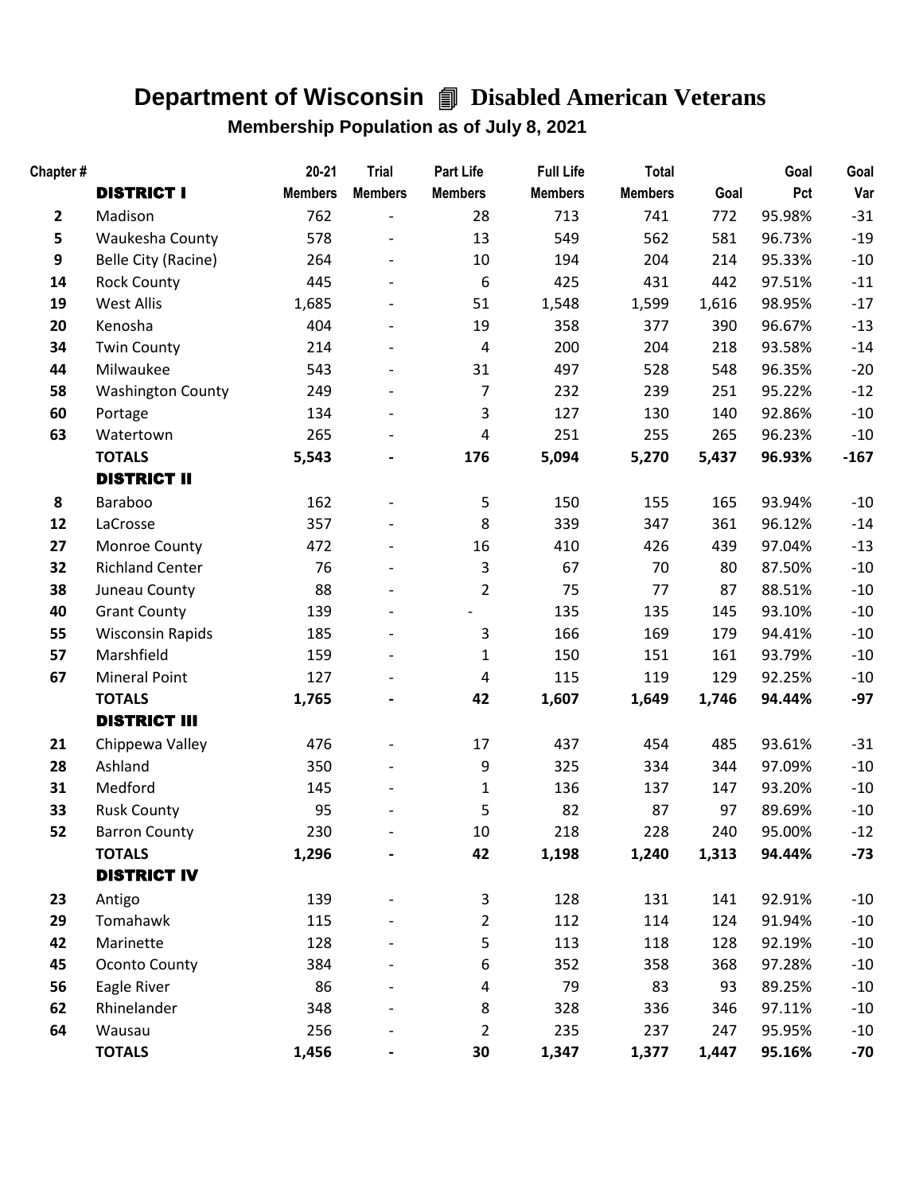# Department of Wisconsin 🗐 Disabled American Veterans

## Membership Population as of July 8, 2021

| Chapter # | | 20-21 Members | Trial Members | Part Life Members | Full Life Members | Total Members | Goal | Goal Pct | Goal Var |
|---|---|---|---|---|---|---|---|---|---|
| | **DISTRICT I** | | | | | | | | |
| 2 | Madison | 762 | - | 28 | 713 | 741 | 772 | 95.98% | -31 |
| 5 | Waukesha County | 578 | - | 13 | 549 | 562 | 581 | 96.73% | -19 |
| 9 | Belle City (Racine) | 264 | - | 10 | 194 | 204 | 214 | 95.33% | -10 |
| 14 | Rock County | 445 | - | 6 | 425 | 431 | 442 | 97.51% | -11 |
| 19 | West Allis | 1,685 | - | 51 | 1,548 | 1,599 | 1,616 | 98.95% | -17 |
| 20 | Kenosha | 404 | - | 19 | 358 | 377 | 390 | 96.67% | -13 |
| 34 | Twin County | 214 | - | 4 | 200 | 204 | 218 | 93.58% | -14 |
| 44 | Milwaukee | 543 | - | 31 | 497 | 528 | 548 | 96.35% | -20 |
| 58 | Washington County | 249 | - | 7 | 232 | 239 | 251 | 95.22% | -12 |
| 60 | Portage | 134 | - | 3 | 127 | 130 | 140 | 92.86% | -10 |
| 63 | Watertown | 265 | - | 4 | 251 | 255 | 265 | 96.23% | -10 |
| | **TOTALS** | **5,543** | **-** | **176** | **5,094** | **5,270** | **5,437** | **96.93%** | **-167** |
| | **DISTRICT II** | | | | | | | | |
| 8 | Baraboo | 162 | - | 5 | 150 | 155 | 165 | 93.94% | -10 |
| 12 | LaCrosse | 357 | - | 8 | 339 | 347 | 361 | 96.12% | -14 |
| 27 | Monroe County | 472 | - | 16 | 410 | 426 | 439 | 97.04% | -13 |
| 32 | Richland Center | 76 | - | 3 | 67 | 70 | 80 | 87.50% | -10 |
| 38 | Juneau County | 88 | - | 2 | 75 | 77 | 87 | 88.51% | -10 |
| 40 | Grant County | 139 | - | - | 135 | 135 | 145 | 93.10% | -10 |
| 55 | Wisconsin Rapids | 185 | - | 3 | 166 | 169 | 179 | 94.41% | -10 |
| 57 | Marshfield | 159 | - | 1 | 150 | 151 | 161 | 93.79% | -10 |
| 67 | Mineral Point | 127 | - | 4 | 115 | 119 | 129 | 92.25% | -10 |
| | **TOTALS** | **1,765** | **-** | **42** | **1,607** | **1,649** | **1,746** | **94.44%** | **-97** |
| | **DISTRICT III** | | | | | | | | |
| 21 | Chippewa Valley | 476 | - | 17 | 437 | 454 | 485 | 93.61% | -31 |
| 28 | Ashland | 350 | - | 9 | 325 | 334 | 344 | 97.09% | -10 |
| 31 | Medford | 145 | - | 1 | 136 | 137 | 147 | 93.20% | -10 |
| 33 | Rusk County | 95 | - | 5 | 82 | 87 | 97 | 89.69% | -10 |
| 52 | Barron County | 230 | - | 10 | 218 | 228 | 240 | 95.00% | -12 |
| | **TOTALS** | **1,296** | **-** | **42** | **1,198** | **1,240** | **1,313** | **94.44%** | **-73** |
| | **DISTRICT IV** | | | | | | | | |
| 23 | Antigo | 139 | - | 3 | 128 | 131 | 141 | 92.91% | -10 |
| 29 | Tomahawk | 115 | - | 2 | 112 | 114 | 124 | 91.94% | -10 |
| 42 | Marinette | 128 | - | 5 | 113 | 118 | 128 | 92.19% | -10 |
| 45 | Oconto County | 384 | - | 6 | 352 | 358 | 368 | 97.28% | -10 |
| 56 | Eagle River | 86 | - | 4 | 79 | 83 | 93 | 89.25% | -10 |
| 62 | Rhinelander | 348 | - | 8 | 328 | 336 | 346 | 97.11% | -10 |
| 64 | Wausau | 256 | - | 2 | 235 | 237 | 247 | 95.95% | -10 |
| | **TOTALS** | **1,456** | **-** | **30** | **1,347** | **1,377** | **1,447** | **95.16%** | **-70** |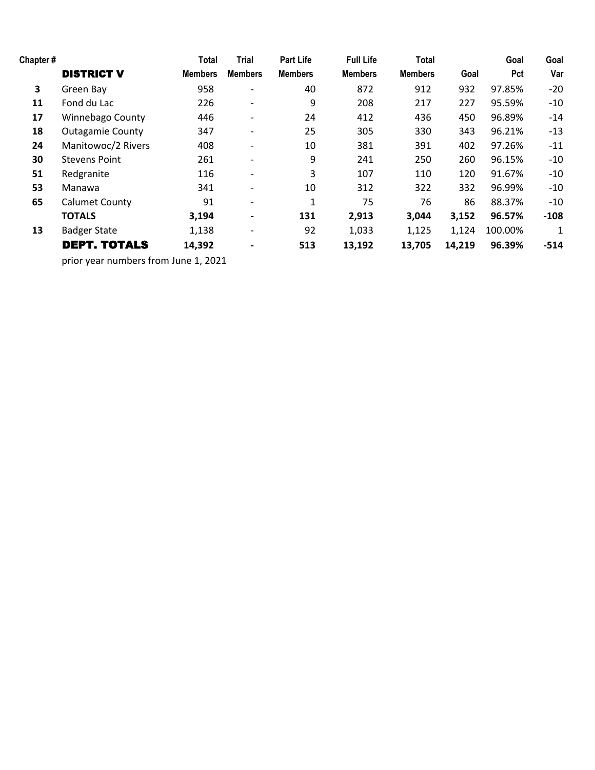| Chapter # | DISTRICT V | Total Members | Trial Members | Part Life Members | Full Life Members | Total Members | Goal | Goal Pct | Goal Var |
|---|---|---|---|---|---|---|---|---|---|
| **3** | Green Bay | 958 | - | 40 | 872 | 912 | 932 | 97.85% | -20 |
| **11** | Fond du Lac | 226 | - | 9 | 208 | 217 | 227 | 95.59% | -10 |
| **17** | Winnebago County | 446 | - | 24 | 412 | 436 | 450 | 96.89% | -14 |
| **18** | Outagamie County | 347 | - | 25 | 305 | 330 | 343 | 96.21% | -13 |
| **24** | Manitowoc/2 Rivers | 408 | - | 10 | 381 | 391 | 402 | 97.26% | -11 |
| **30** | Stevens Point | 261 | - | 9 | 241 | 250 | 260 | 96.15% | -10 |
| **51** | Redgranite | 116 | - | 3 | 107 | 110 | 120 | 91.67% | -10 |
| **53** | Manawa | 341 | - | 10 | 312 | 322 | 332 | 96.99% | -10 |
| **65** | Calumet County | 91 | - | 1 | 75 | 76 | 86 | 88.37% | -10 |
| | **TOTALS** | **3,194** | **-** | **131** | **2,913** | **3,044** | **3,152** | **96.57%** | **-108** |
| **13** | Badger State | 1,138 | - | 92 | 1,033 | 1,125 | 1,124 | 100.00% | 1 |
| | **DEPT. TOTALS** | **14,392** | **-** | **513** | **13,192** | **13,705** | **14,219** | **96.39%** | **-514** |

prior year numbers from June 1, 2021